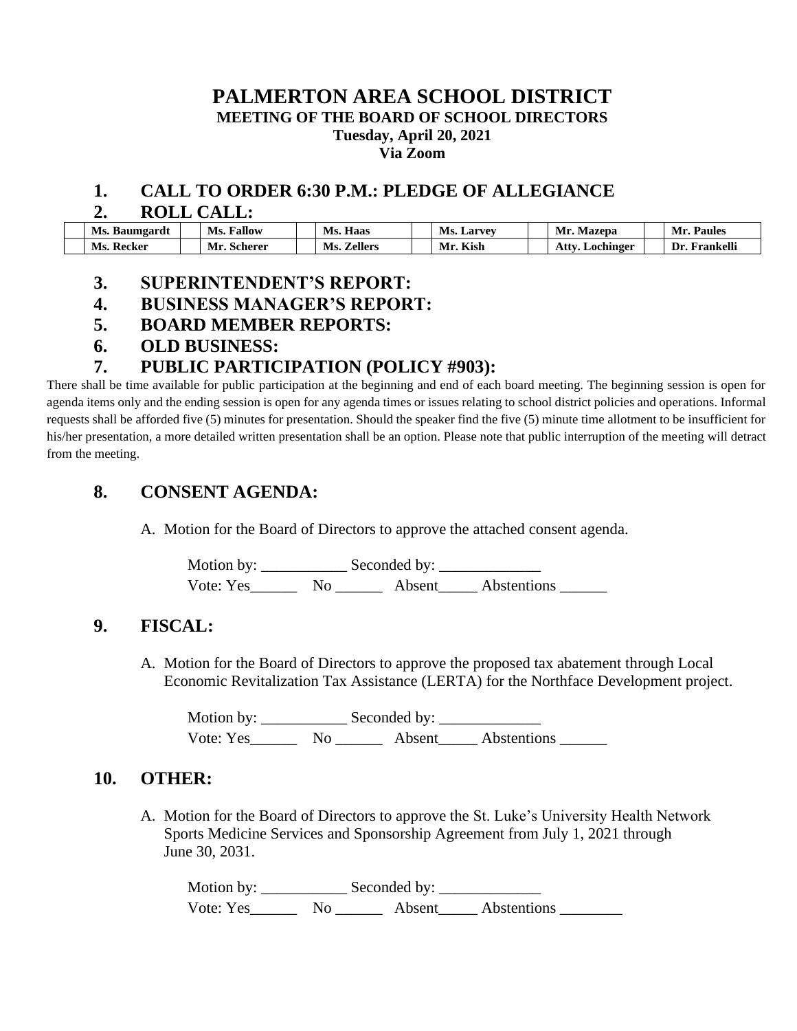# PALMERTON AREA SCHOOL DISTRICT

**MEETING OF THE BOARD OF SCHOOL DIRECTORS**
**Tuesday, April 20, 2021**
**Via Zoom**

## 1. CALL TO ORDER 6:30 P.M.: PLEDGE OF ALLEGIANCE

## 2. ROLL CALL:

| | Ms. Baumgardt | | Ms. Fallow | | Ms. Haas | | Ms. Larvey | | Mr. Mazepa | | Mr. Paules |
|---|---|---|---|---|---|---|---|---|---|---|---|
| | Ms. Recker | | Mr. Scherer | | Ms. Zellers | | Mr. Kish | | Atty. Lochinger | | Dr. Frankelli |

## 3. SUPERINTENDENT'S REPORT:

## 4. BUSINESS MANAGER'S REPORT:

## 5. BOARD MEMBER REPORTS:

## 6. OLD BUSINESS:

## 7. PUBLIC PARTICIPATION (POLICY #903):

There shall be time available for public participation at the beginning and end of each board meeting. The beginning session is open for agenda items only and the ending session is open for any agenda times or issues relating to school district policies and operations. Informal requests shall be afforded five (5) minutes for presentation. Should the speaker find the five (5) minute time allotment to be insufficient for his/her presentation, a more detailed written presentation shall be an option. Please note that public interruption of the meeting will detract from the meeting.

## 8. CONSENT AGENDA:

A. Motion for the Board of Directors to approve the attached consent agenda.

Motion by: ___________ Seconded by: _____________
Vote: Yes______ No ______ Absent_____ Abstentions ______

## 9. FISCAL:

A. Motion for the Board of Directors to approve the proposed tax abatement through Local Economic Revitalization Tax Assistance (LERTA) for the Northface Development project.

Motion by: ___________ Seconded by: _____________
Vote: Yes______ No ______ Absent_____ Abstentions ______

## 10. OTHER:

A. Motion for the Board of Directors to approve the St. Luke's University Health Network Sports Medicine Services and Sponsorship Agreement from July 1, 2021 through June 30, 2031.

Motion by: ___________ Seconded by: _____________
Vote: Yes______ No ______ Absent_____ Abstentions ________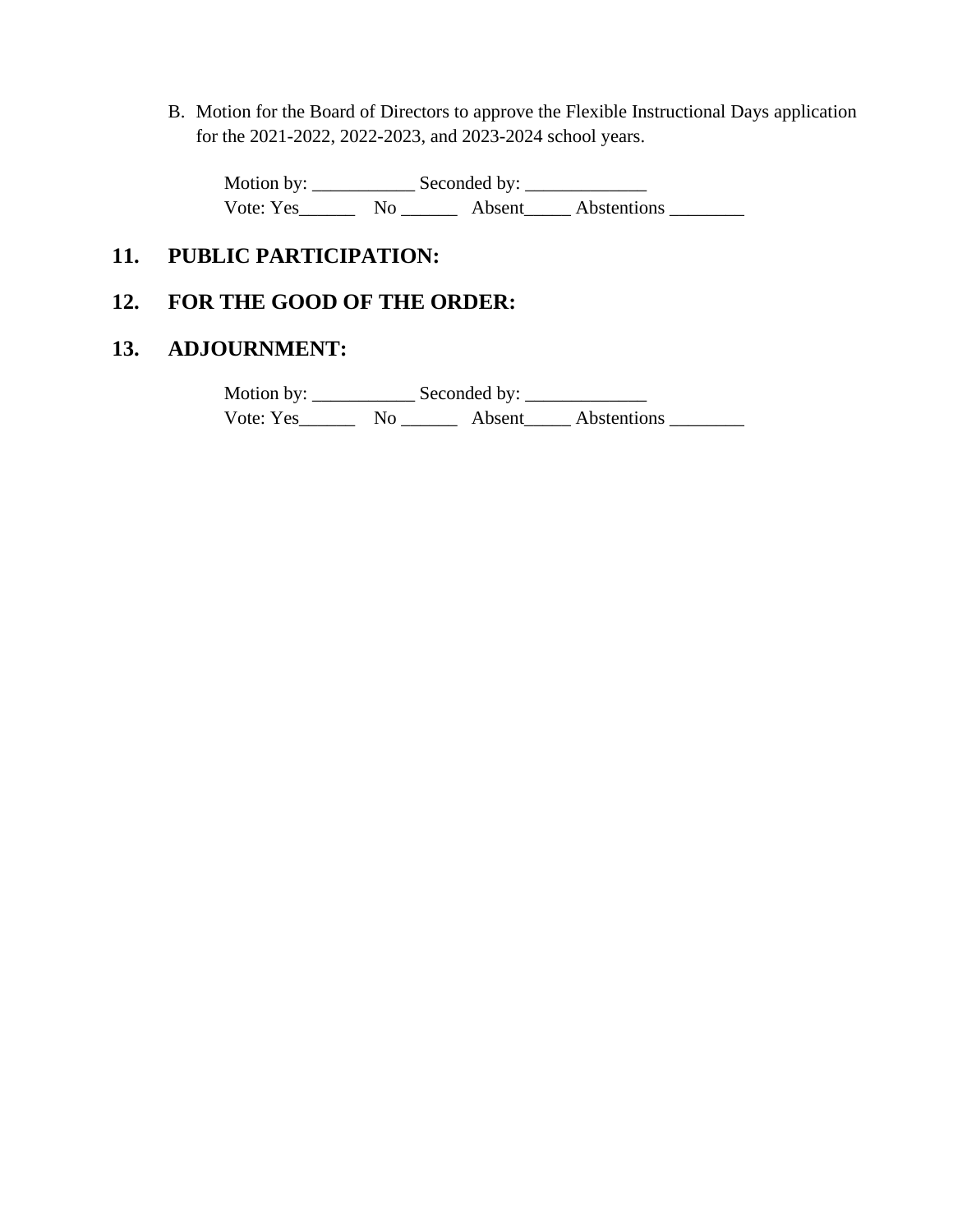B. Motion for the Board of Directors to approve the Flexible Instructional Days application for the 2021-2022, 2022-2023, and 2023-2024 school years.

Motion by: ___________ Seconded by: _____________
Vote: Yes______ No ______ Absent_____ Abstentions ________

## 11. PUBLIC PARTICIPATION:

## 12. FOR THE GOOD OF THE ORDER:

## 13. ADJOURNMENT:

Motion by: ___________ Seconded by: _____________
Vote: Yes______ No ______ Absent_____ Abstentions ________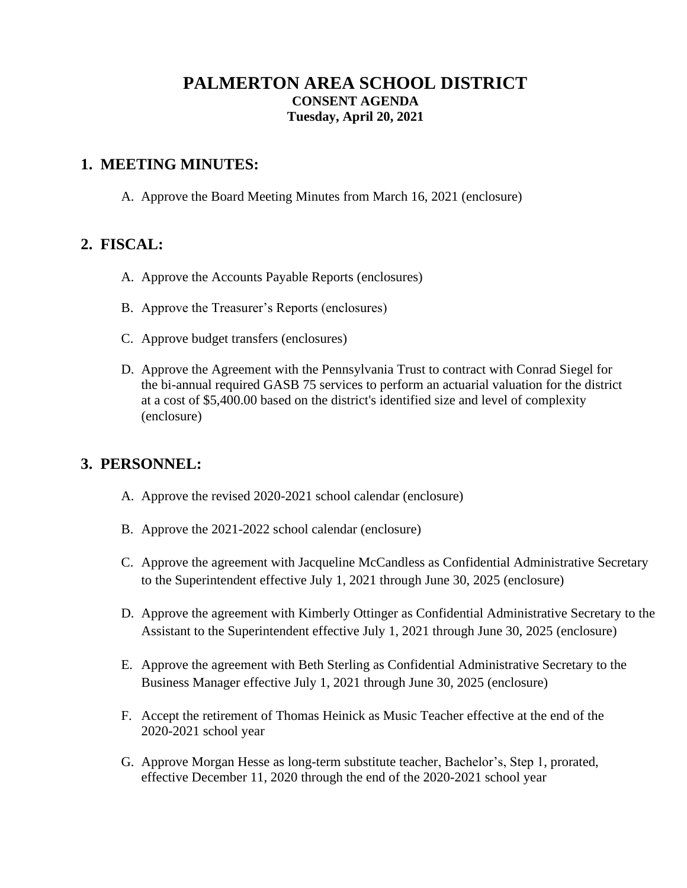# PALMERTON AREA SCHOOL DISTRICT

**CONSENT AGENDA**

**Tuesday, April 20, 2021**

## 1. MEETING MINUTES:

A. Approve the Board Meeting Minutes from March 16, 2021 (enclosure)

## 2. FISCAL:

A. Approve the Accounts Payable Reports (enclosures)

B. Approve the Treasurer's Reports (enclosures)

C. Approve budget transfers (enclosures)

D. Approve the Agreement with the Pennsylvania Trust to contract with Conrad Siegel for the bi-annual required GASB 75 services to perform an actuarial valuation for the district at a cost of $5,400.00 based on the district's identified size and level of complexity (enclosure)

## 3. PERSONNEL:

A. Approve the revised 2020-2021 school calendar (enclosure)

B. Approve the 2021-2022 school calendar (enclosure)

C. Approve the agreement with Jacqueline McCandless as Confidential Administrative Secretary to the Superintendent effective July 1, 2021 through June 30, 2025 (enclosure)

D. Approve the agreement with Kimberly Ottinger as Confidential Administrative Secretary to the Assistant to the Superintendent effective July 1, 2021 through June 30, 2025 (enclosure)

E. Approve the agreement with Beth Sterling as Confidential Administrative Secretary to the Business Manager effective July 1, 2021 through June 30, 2025 (enclosure)

F. Accept the retirement of Thomas Heinick as Music Teacher effective at the end of the 2020-2021 school year

G. Approve Morgan Hesse as long-term substitute teacher, Bachelor's, Step 1, prorated, effective December 11, 2020 through the end of the 2020-2021 school year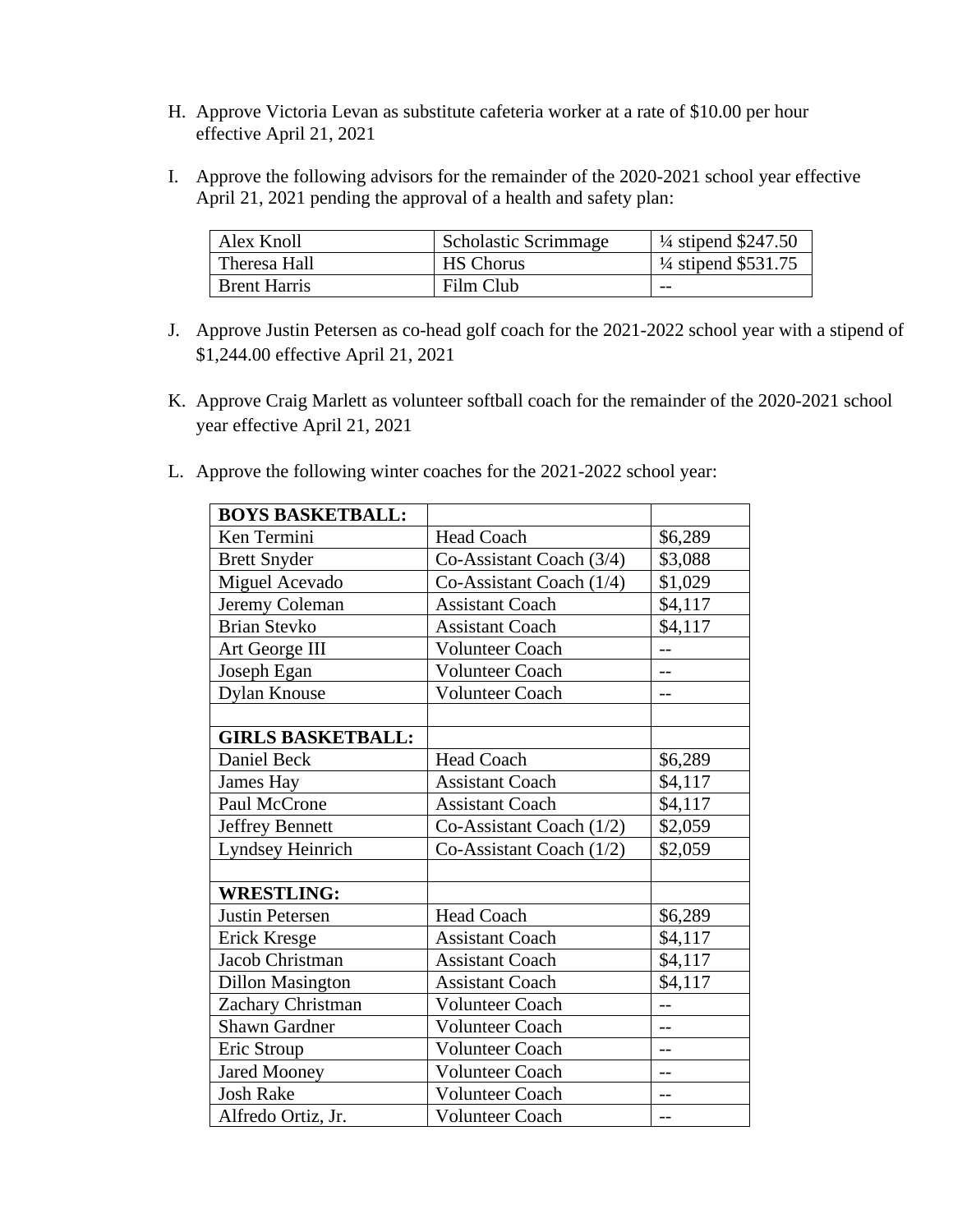H. Approve Victoria Levan as substitute cafeteria worker at a rate of $10.00 per hour effective April 21, 2021

I. Approve the following advisors for the remainder of the 2020-2021 school year effective April 21, 2021 pending the approval of a health and safety plan:

| | | |
|---|---|---|
| Alex Knoll | Scholastic Scrimmage | ¼ stipend $247.50 |
| Theresa Hall | HS Chorus | ¼ stipend $531.75 |
| Brent Harris | Film Club | -- |

J. Approve Justin Petersen as co-head golf coach for the 2021-2022 school year with a stipend of $1,244.00 effective April 21, 2021

K. Approve Craig Marlett as volunteer softball coach for the remainder of the 2020-2021 school year effective April 21, 2021

L. Approve the following winter coaches for the 2021-2022 school year:

| | | |
|---|---|---|
| **BOYS BASKETBALL:** | | |
| Ken Termini | Head Coach | $6,289 |
| Brett Snyder | Co-Assistant Coach (3/4) | $3,088 |
| Miguel Acevado | Co-Assistant Coach (1/4) | $1,029 |
| Jeremy Coleman | Assistant Coach | $4,117 |
| Brian Stevko | Assistant Coach | $4,117 |
| Art George III | Volunteer Coach | -- |
| Joseph Egan | Volunteer Coach | -- |
| Dylan Knouse | Volunteer Coach | -- |
| | | |
| **GIRLS BASKETBALL:** | | |
| Daniel Beck | Head Coach | $6,289 |
| James Hay | Assistant Coach | $4,117 |
| Paul McCrone | Assistant Coach | $4,117 |
| Jeffrey Bennett | Co-Assistant Coach (1/2) | $2,059 |
| Lyndsey Heinrich | Co-Assistant Coach (1/2) | $2,059 |
| | | |
| **WRESTLING:** | | |
| Justin Petersen | Head Coach | $6,289 |
| Erick Kresge | Assistant Coach | $4,117 |
| Jacob Christman | Assistant Coach | $4,117 |
| Dillon Masington | Assistant Coach | $4,117 |
| Zachary Christman | Volunteer Coach | -- |
| Shawn Gardner | Volunteer Coach | -- |
| Eric Stroup | Volunteer Coach | -- |
| Jared Mooney | Volunteer Coach | -- |
| Josh Rake | Volunteer Coach | -- |
| Alfredo Ortiz, Jr. | Volunteer Coach | -- |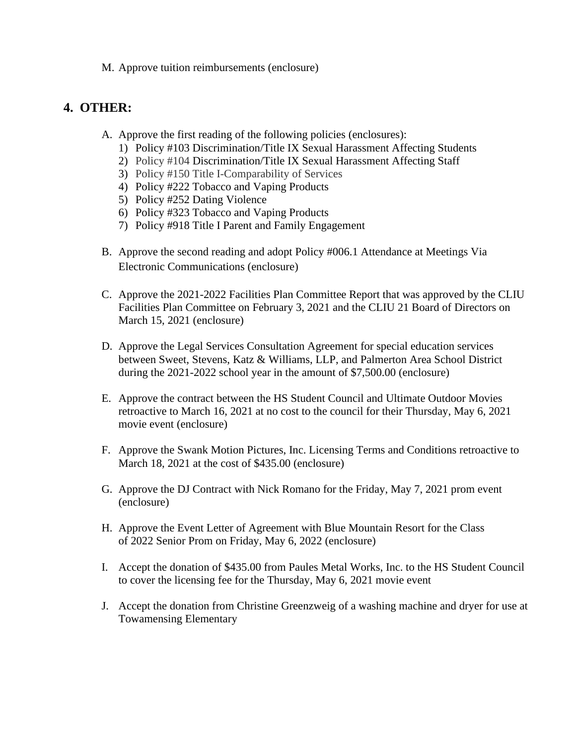M. Approve tuition reimbursements (enclosure)

## 4. OTHER:

A. Approve the first reading of the following policies (enclosures):
   1) Policy #103 Discrimination/Title IX Sexual Harassment Affecting Students
   2) Policy #104 Discrimination/Title IX Sexual Harassment Affecting Staff
   3) Policy #150 Title I-Comparability of Services
   4) Policy #222 Tobacco and Vaping Products
   5) Policy #252 Dating Violence
   6) Policy #323 Tobacco and Vaping Products
   7) Policy #918 Title I Parent and Family Engagement

B. Approve the second reading and adopt Policy #006.1 Attendance at Meetings Via Electronic Communications (enclosure)

C. Approve the 2021-2022 Facilities Plan Committee Report that was approved by the CLIU Facilities Plan Committee on February 3, 2021 and the CLIU 21 Board of Directors on March 15, 2021 (enclosure)

D. Approve the Legal Services Consultation Agreement for special education services between Sweet, Stevens, Katz & Williams, LLP, and Palmerton Area School District during the 2021-2022 school year in the amount of $7,500.00 (enclosure)

E. Approve the contract between the HS Student Council and Ultimate Outdoor Movies retroactive to March 16, 2021 at no cost to the council for their Thursday, May 6, 2021 movie event (enclosure)

F. Approve the Swank Motion Pictures, Inc. Licensing Terms and Conditions retroactive to March 18, 2021 at the cost of $435.00 (enclosure)

G. Approve the DJ Contract with Nick Romano for the Friday, May 7, 2021 prom event (enclosure)

H. Approve the Event Letter of Agreement with Blue Mountain Resort for the Class of 2022 Senior Prom on Friday, May 6, 2022 (enclosure)

I. Accept the donation of $435.00 from Paules Metal Works, Inc. to the HS Student Council to cover the licensing fee for the Thursday, May 6, 2021 movie event

J. Accept the donation from Christine Greenzweig of a washing machine and dryer for use at Towamensing Elementary